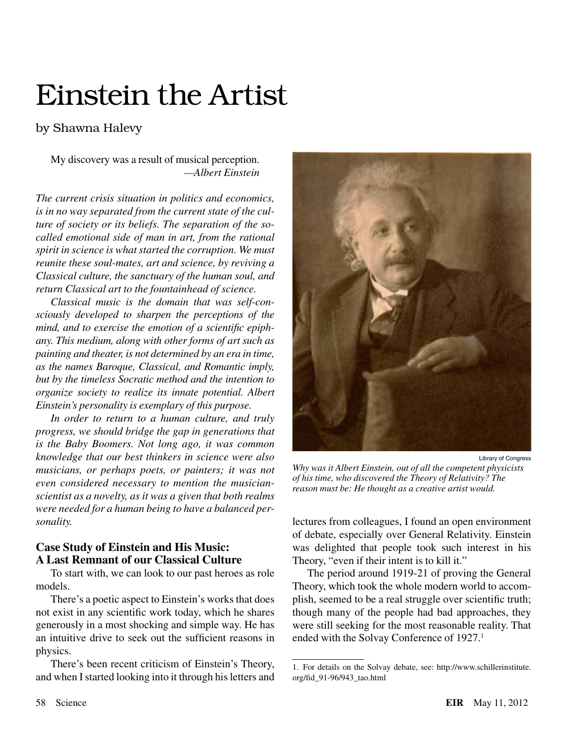# Einstein the Artist

by Shawna Halevy

> My discovery was a result of musical perception.
> —*Albert Einstein*

*The current crisis situation in politics and economics, is in no way separated from the current state of the culture of society or its beliefs. The separation of the so-called emotional side of man in art, from the rational spirit in science is what started the corruption. We must reunite these soul-mates, art and science, by reviving a Classical culture, the sanctuary of the human soul, and return Classical art to the fountainhead of science.*

*Classical music is the domain that was self-consciously developed to sharpen the perceptions of the mind, and to exercise the emotion of a scientific epiphany. This medium, along with other forms of art such as painting and theater, is not determined by an era in time, as the names Baroque, Classical, and Romantic imply, but by the timeless Socratic method and the intention to organize society to realize its innate potential. Albert Einstein's personality is exemplary of this purpose.*

*In order to return to a human culture, and truly progress, we should bridge the gap in generations that is the Baby Boomers. Not long ago, it was common knowledge that our best thinkers in science were also musicians, or perhaps poets, or painters; it was not even considered necessary to mention the musician-scientist as a novelty, as it was a given that both realms were needed for a human being to have a balanced personality.*

### Case Study of Einstein and His Music: A Last Remnant of our Classical Culture

To start with, we can look to our past heroes as role models.

There's a poetic aspect to Einstein's works that does not exist in any scientific work today, which he shares generously in a most shocking and simple way. He has an intuitive drive to seek out the sufficient reasons in physics.

There's been recent criticism of Einstein's Theory, and when I started looking into it through his letters and lectures from colleagues, I found an open environment of debate, especially over General Relativity. Einstein was delighted that people took such interest in his Theory, "even if their intent is to kill it."

The period around 1919-21 of proving the General Theory, which took the whole modern world to accomplish, seemed to be a real struggle over scientific truth; though many of the people had bad approaches, they were still seeking for the most reasonable reality. That ended with the Solvay Conference of 1927.[1]

Library of Congress

*Why was it Albert Einstein, out of all the competent physicists of his time, who discovered the Theory of Relativity? The reason must be: He thought as a creative artist would.*

---

1. For details on the Solvay debate, see: http://www.schillerinstitute.org/fid_91-96/943_tao.html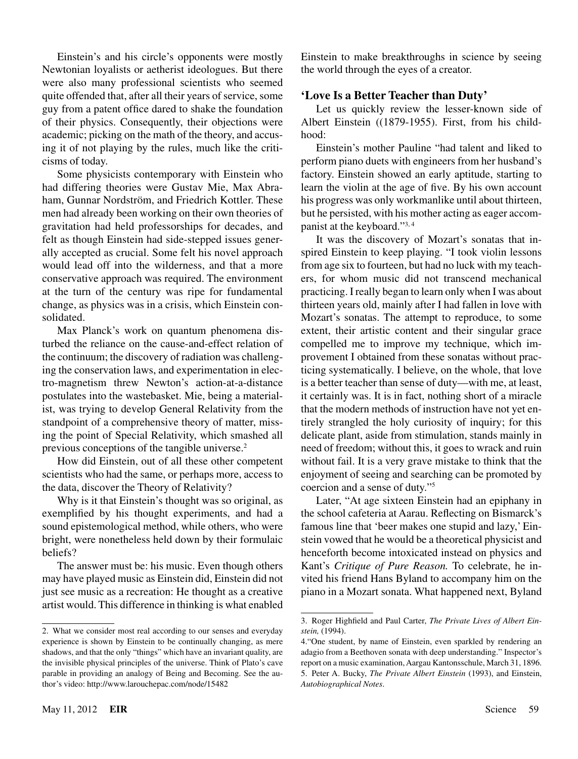Einstein's and his circle's opponents were mostly Newtonian loyalists or aetherist ideologues. But there were also many professional scientists who seemed quite offended that, after all their years of service, some guy from a patent office dared to shake the foundation of their physics. Consequently, their objections were academic; picking on the math of the theory, and accusing it of not playing by the rules, much like the criticisms of today.

Some physicists contemporary with Einstein who had differing theories were Gustav Mie, Max Abraham, Gunnar Nordström, and Friedrich Kottler. These men had already been working on their own theories of gravitation had held professorships for decades, and felt as though Einstein had side-stepped issues generally accepted as crucial. Some felt his novel approach would lead off into the wilderness, and that a more conservative approach was required. The environment at the turn of the century was ripe for fundamental change, as physics was in a crisis, which Einstein consolidated.

Max Planck's work on quantum phenomena disturbed the reliance on the cause-and-effect relation of the continuum; the discovery of radiation was challenging the conservation laws, and experimentation in electro-magnetism threw Newton's action-at-a-distance postulates into the wastebasket. Mie, being a materialist, was trying to develop General Relativity from the standpoint of a comprehensive theory of matter, missing the point of Special Relativity, which smashed all previous conceptions of the tangible universe.[2]

How did Einstein, out of all these other competent scientists who had the same, or perhaps more, access to the data, discover the Theory of Relativity?

Why is it that Einstein's thought was so original, as exemplified by his thought experiments, and had a sound epistemological method, while others, who were bright, were nonetheless held down by their formulaic beliefs?

The answer must be: his music. Even though others may have played music as Einstein did, Einstein did not just see music as a recreation: He thought as a creative artist would. This difference in thinking is what enabled Einstein to make breakthroughs in science by seeing the world through the eyes of a creator.

## 'Love Is a Better Teacher than Duty'

Let us quickly review the lesser-known side of Albert Einstein ((1879-1955). First, from his childhood:

Einstein's mother Pauline "had talent and liked to perform piano duets with engineers from her husband's factory. Einstein showed an early aptitude, starting to learn the violin at the age of five. By his own account his progress was only workmanlike until about thirteen, but he persisted, with his mother acting as eager accompanist at the keyboard."[3, 4]

It was the discovery of Mozart's sonatas that inspired Einstein to keep playing. "I took violin lessons from age six to fourteen, but had no luck with my teachers, for whom music did not transcend mechanical practicing. I really began to learn only when I was about thirteen years old, mainly after I had fallen in love with Mozart's sonatas. The attempt to reproduce, to some extent, their artistic content and their singular grace compelled me to improve my technique, which improvement I obtained from these sonatas without practicing systematically. I believe, on the whole, that love is a better teacher than sense of duty—with me, at least, it certainly was. It is in fact, nothing short of a miracle that the modern methods of instruction have not yet entirely strangled the holy curiosity of inquiry; for this delicate plant, aside from stimulation, stands mainly in need of freedom; without this, it goes to wrack and ruin without fail. It is a very grave mistake to think that the enjoyment of seeing and searching can be promoted by coercion and a sense of duty."[5]

Later, "At age sixteen Einstein had an epiphany in the school cafeteria at Aarau. Reflecting on Bismarck's famous line that 'beer makes one stupid and lazy,' Einstein vowed that he would be a theoretical physicist and henceforth become intoxicated instead on physics and Kant's *Critique of Pure Reason.* To celebrate, he invited his friend Hans Byland to accompany him on the piano in a Mozart sonata. What happened next, Byland

---

2. What we consider most real according to our senses and everyday experience is shown by Einstein to be continually changing, as mere shadows, and that the only "things" which have an invariant quality, are the invisible physical principles of the universe. Think of Plato's cave parable in providing an analogy of Being and Becoming. See the author's video: http://www.larouchepac.com/node/15482

3. Roger Highfield and Paul Carter, *The Private Lives of Albert Einstein,* (1994).

4. "One student, by name of Einstein, even sparkled by rendering an adagio from a Beethoven sonata with deep understanding." Inspector's report on a music examination, Aargau Kantonsschule, March 31, 1896.

5. Peter A. Bucky, *The Private Albert Einstein* (1993), and Einstein, *Autobiographical Notes*.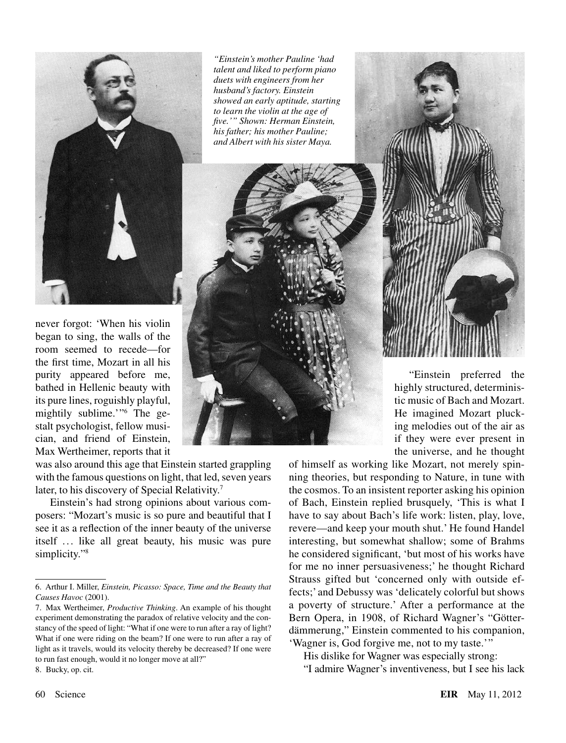*"Einstein's mother Pauline 'had talent and liked to perform piano duets with engineers from her husband's factory. Einstein showed an early aptitude, starting to learn the violin at the age of five.'" Shown: Herman Einstein, his father; his mother Pauline; and Albert with his sister Maya.*

never forgot: 'When his violin began to sing, the walls of the room seemed to recede—for the first time, Mozart in all his purity appeared before me, bathed in Hellenic beauty with its pure lines, roguishly playful, mightily sublime.'"[6] The gestalt psychologist, fellow musician, and friend of Einstein, Max Wertheimer, reports that it was also around this age that Einstein started grappling with the famous questions on light, that led, seven years later, to his discovery of Special Relativity.[7]

Einstein's had strong opinions about various composers: "Mozart's music is so pure and beautiful that I see it as a reflection of the inner beauty of the universe itself … like all great beauty, his music was pure simplicity."[8]

"Einstein preferred the highly structured, deterministic music of Bach and Mozart. He imagined Mozart plucking melodies out of the air as if they were ever present in the universe, and he thought of himself as working like Mozart, not merely spinning theories, but responding to Nature, in tune with the cosmos. To an insistent reporter asking his opinion of Bach, Einstein replied brusquely, 'This is what I have to say about Bach's life work: listen, play, love, revere—and keep your mouth shut.' He found Handel interesting, but somewhat shallow; some of Brahms he considered significant, 'but most of his works have for me no inner persuasiveness;' he thought Richard Strauss gifted but 'concerned only with outside effects;' and Debussy was 'delicately colorful but shows a poverty of structure.' After a performance at the Bern Opera, in 1908, of Richard Wagner's "Götterdämmerung," Einstein commented to his companion, 'Wagner is, God forgive me, not to my taste.'"

His dislike for Wagner was especially strong:

"I admire Wagner's inventiveness, but I see his lack

---

6. Arthur I. Miller, *Einstein, Picasso: Space, Time and the Beauty that Causes Havoc* (2001).

7. Max Wertheimer, *Productive Thinking*. An example of his thought experiment demonstrating the paradox of relative velocity and the constancy of the speed of light: "What if one were to run after a ray of light? What if one were riding on the beam? If one were to run after a ray of light as it travels, would its velocity thereby be decreased? If one were to run fast enough, would it no longer move at all?"

8. Bucky, op. cit.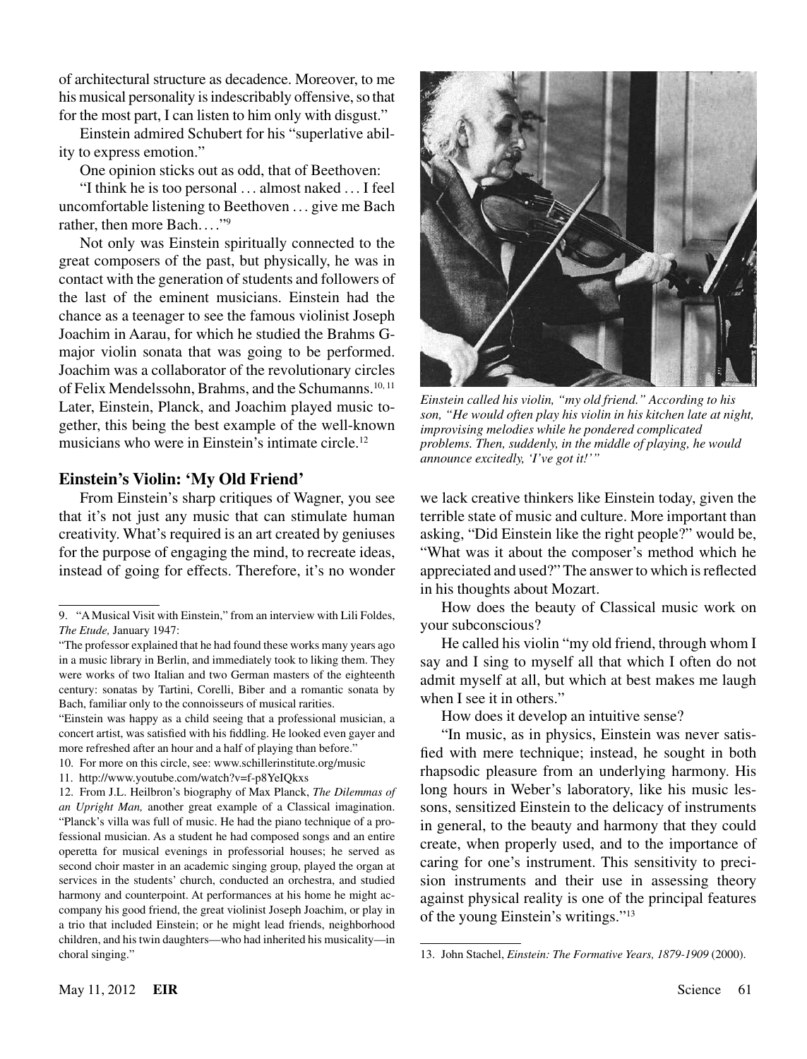of architectural structure as decadence. Moreover, to me his musical personality is indescribably offensive, so that for the most part, I can listen to him only with disgust."

Einstein admired Schubert for his "superlative ability to express emotion."

One opinion sticks out as odd, that of Beethoven:

"I think he is too personal . . . almost naked . . . I feel uncomfortable listening to Beethoven . . . give me Bach rather, then more Bach. . . ."[9]

Not only was Einstein spiritually connected to the great composers of the past, but physically, he was in contact with the generation of students and followers of the last of the eminent musicians. Einstein had the chance as a teenager to see the famous violinist Joseph Joachim in Aarau, for which he studied the Brahms G-major violin sonata that was going to be performed. Joachim was a collaborator of the revolutionary circles of Felix Mendelssohn, Brahms, and the Schumanns.[10, 11] Later, Einstein, Planck, and Joachim played music together, this being the best example of the well-known musicians who were in Einstein's intimate circle.[12]

## Einstein's Violin: 'My Old Friend'

From Einstein's sharp critiques of Wagner, you see that it's not just any music that can stimulate human creativity. What's required is an art created by geniuses for the purpose of engaging the mind, to recreate ideas, instead of going for effects. Therefore, it's no wonder we lack creative thinkers like Einstein today, given the terrible state of music and culture. More important than asking, "Did Einstein like the right people?" would be, "What was it about the composer's method which he appreciated and used?" The answer to which is reflected in his thoughts about Mozart.

*Einstein called his violin, "my old friend." According to his son, "He would often play his violin in his kitchen late at night, improvising melodies while he pondered complicated problems. Then, suddenly, in the middle of playing, he would announce excitedly, 'I've got it!'"*

How does the beauty of Classical music work on your subconscious?

He called his violin "my old friend, through whom I say and I sing to myself all that which I often do not admit myself at all, but which at best makes me laugh when I see it in others."

How does it develop an intuitive sense?

"In music, as in physics, Einstein was never satisfied with mere technique; instead, he sought in both rhapsodic pleasure from an underlying harmony. His long hours in Weber's laboratory, like his music lessons, sensitized Einstein to the delicacy of instruments in general, to the beauty and harmony that they could create, when properly used, and to the importance of caring for one's instrument. This sensitivity to precision instruments and their use in assessing theory against physical reality is one of the principal features of the young Einstein's writings."[13]

---

9. "A Musical Visit with Einstein," from an interview with Lili Foldes, *The Etude,* January 1947:

"The professor explained that he had found these works many years ago in a music library in Berlin, and immediately took to liking them. They were works of two Italian and two German masters of the eighteenth century: sonatas by Tartini, Corelli, Biber and a romantic sonata by Bach, familiar only to the connoisseurs of musical rarities.

"Einstein was happy as a child seeing that a professional musician, a concert artist, was satisfied with his fiddling. He looked even gayer and more refreshed after an hour and a half of playing than before."

10. For more on this circle, see: www.schillerinstitute.org/music

11. http://www.youtube.com/watch?v=f-p8YeIQkxs

12. From J.L. Heilbron's biography of Max Planck, *The Dilemmas of an Upright Man,* another great example of a Classical imagination. "Planck's villa was full of music. He had the piano technique of a professional musician. As a student he had composed songs and an entire operetta for musical evenings in professorial houses; he served as second choir master in an academic singing group, played the organ at services in the students' church, conducted an orchestra, and studied harmony and counterpoint. At performances at his home he might accompany his good friend, the great violinist Joseph Joachim, or play in a trio that included Einstein; or he might lead friends, neighborhood children, and his twin daughters—who had inherited his musicality—in choral singing."

13. John Stachel, *Einstein: The Formative Years, 1879-1909* (2000).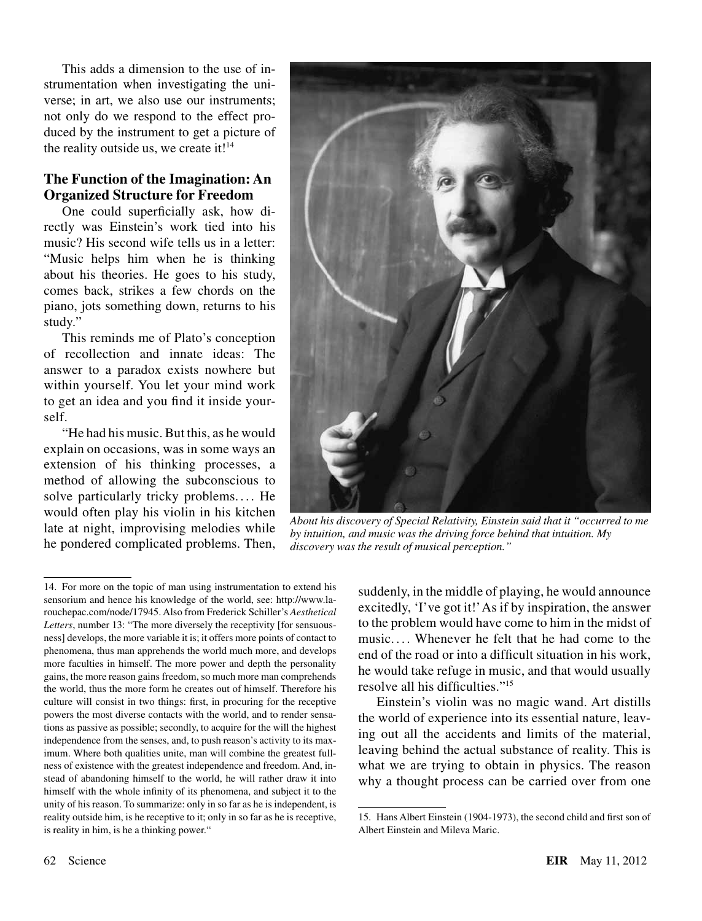This adds a dimension to the use of instrumentation when investigating the universe; in art, we also use our instruments; not only do we respond to the effect produced by the instrument to get a picture of the reality outside us, we create it![14]

### The Function of the Imagination: An Organized Structure for Freedom

One could superficially ask, how directly was Einstein's work tied into his music? His second wife tells us in a letter: "Music helps him when he is thinking about his theories. He goes to his study, comes back, strikes a few chords on the piano, jots something down, returns to his study."

This reminds me of Plato's conception of recollection and innate ideas: The answer to a paradox exists nowhere but within yourself. You let your mind work to get an idea and you find it inside yourself.

"He had his music. But this, as he would explain on occasions, was in some ways an extension of his thinking processes, a method of allowing the subconscious to solve particularly tricky problems.... He would often play his violin in his kitchen late at night, improvising melodies while he pondered complicated problems. Then, suddenly, in the middle of playing, he would announce excitedly, 'I've got it!' As if by inspiration, the answer to the problem would have come to him in the midst of music.... Whenever he felt that he had come to the end of the road or into a difficult situation in his work, he would take refuge in music, and that would usually resolve all his difficulties."[15]

*About his discovery of Special Relativity, Einstein said that it "occurred to me by intuition, and music was the driving force behind that intuition. My discovery was the result of musical perception."*

Einstein's violin was no magic wand. Art distills the world of experience into its essential nature, leaving out all the accidents and limits of the material, leaving behind the actual substance of reality. This is what we are trying to obtain in physics. The reason why a thought process can be carried over from one

---

14. For more on the topic of man using instrumentation to extend his sensorium and hence his knowledge of the world, see: http://www.larouchepac.com/node/17945. Also from Frederick Schiller's *Aesthetical Letters*, number 13: "The more diversely the receptivity [for sensuousness] develops, the more variable it is; it offers more points of contact to phenomena, thus man apprehends the world much more, and develops more faculties in himself. The more power and depth the personality gains, the more reason gains freedom, so much more man comprehends the world, thus the more form he creates out of himself. Therefore his culture will consist in two things: first, in procuring for the receptive powers the most diverse contacts with the world, and to render sensations as passive as possible; secondly, to acquire for the will the highest independence from the senses, and, to push reason's activity to its maximum. Where both qualities unite, man will combine the greatest fullness of existence with the greatest independence and freedom. And, instead of abandoning himself to the world, he will rather draw it into himself with the whole infinity of its phenomena, and subject it to the unity of his reason. To summarize: only in so far as he is independent, is reality outside him, is he receptive to it; only in so far as he is receptive, is reality in him, is he a thinking power."

15. Hans Albert Einstein (1904-1973), the second child and first son of Albert Einstein and Mileva Maric.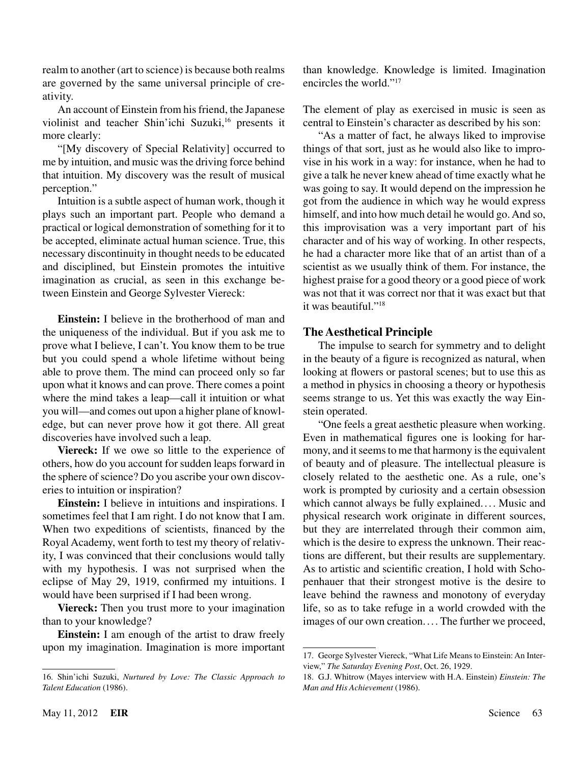realm to another (art to science) is because both realms are governed by the same universal principle of creativity.

An account of Einstein from his friend, the Japanese violinist and teacher Shin'ichi Suzuki,[16] presents it more clearly:

"[My discovery of Special Relativity] occurred to me by intuition, and music was the driving force behind that intuition. My discovery was the result of musical perception."

Intuition is a subtle aspect of human work, though it plays such an important part. People who demand a practical or logical demonstration of something for it to be accepted, eliminate actual human science. True, this necessary discontinuity in thought needs to be educated and disciplined, but Einstein promotes the intuitive imagination as crucial, as seen in this exchange between Einstein and George Sylvester Viereck:

**Einstein:** I believe in the brotherhood of man and the uniqueness of the individual. But if you ask me to prove what I believe, I can't. You know them to be true but you could spend a whole lifetime without being able to prove them. The mind can proceed only so far upon what it knows and can prove. There comes a point where the mind takes a leap—call it intuition or what you will—and comes out upon a higher plane of knowledge, but can never prove how it got there. All great discoveries have involved such a leap.

**Viereck:** If we owe so little to the experience of others, how do you account for sudden leaps forward in the sphere of science? Do you ascribe your own discoveries to intuition or inspiration?

**Einstein:** I believe in intuitions and inspirations. I sometimes feel that I am right. I do not know that I am. When two expeditions of scientists, financed by the Royal Academy, went forth to test my theory of relativity, I was convinced that their conclusions would tally with my hypothesis. I was not surprised when the eclipse of May 29, 1919, confirmed my intuitions. I would have been surprised if I had been wrong.

**Viereck:** Then you trust more to your imagination than to your knowledge?

**Einstein:** I am enough of the artist to draw freely upon my imagination. Imagination is more important than knowledge. Knowledge is limited. Imagination encircles the world."[17]

The element of play as exercised in music is seen as central to Einstein's character as described by his son:

"As a matter of fact, he always liked to improvise things of that sort, just as he would also like to improvise in his work in a way: for instance, when he had to give a talk he never knew ahead of time exactly what he was going to say. It would depend on the impression he got from the audience in which way he would express himself, and into how much detail he would go. And so, this improvisation was a very important part of his character and of his way of working. In other respects, he had a character more like that of an artist than of a scientist as we usually think of them. For instance, the highest praise for a good theory or a good piece of work was not that it was correct nor that it was exact but that it was beautiful."[18]

## The Aesthetical Principle

The impulse to search for symmetry and to delight in the beauty of a figure is recognized as natural, when looking at flowers or pastoral scenes; but to use this as a method in physics in choosing a theory or hypothesis seems strange to us. Yet this was exactly the way Einstein operated.

"One feels a great aesthetic pleasure when working. Even in mathematical figures one is looking for harmony, and it seems to me that harmony is the equivalent of beauty and of pleasure. The intellectual pleasure is closely related to the aesthetic one. As a rule, one's work is prompted by curiosity and a certain obsession which cannot always be fully explained.... Music and physical research work originate in different sources, but they are interrelated through their common aim, which is the desire to express the unknown. Their reactions are different, but their results are supplementary. As to artistic and scientific creation, I hold with Schopenhauer that their strongest motive is the desire to leave behind the rawness and monotony of everyday life, so as to take refuge in a world crowded with the images of our own creation.... The further we proceed,

---

16. Shin'ichi Suzuki, *Nurtured by Love: The Classic Approach to Talent Education* (1986).

17. George Sylvester Viereck, "What Life Means to Einstein: An Interview," *The Saturday Evening Post*, Oct. 26, 1929.

18. G.J. Whitrow (Mayes interview with H.A. Einstein) *Einstein: The Man and His Achievement* (1986).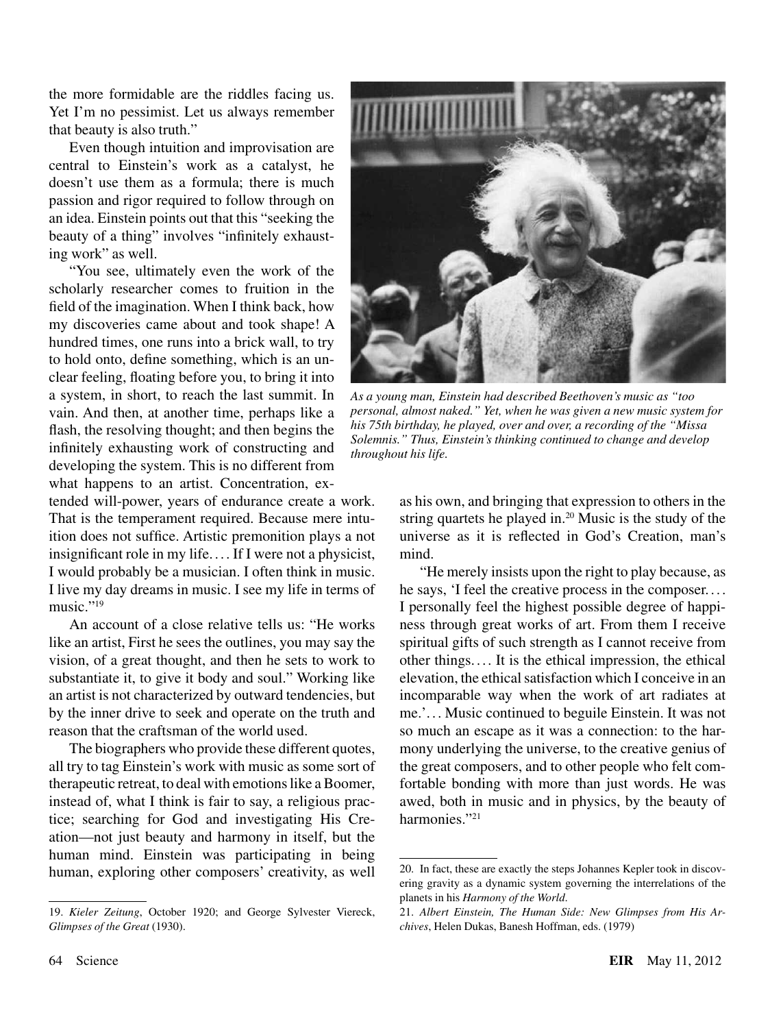the more formidable are the riddles facing us. Yet I'm no pessimist. Let us always remember that beauty is also truth."

Even though intuition and improvisation are central to Einstein's work as a catalyst, he doesn't use them as a formula; there is much passion and rigor required to follow through on an idea. Einstein points out that this "seeking the beauty of a thing" involves "infinitely exhausting work" as well.

"You see, ultimately even the work of the scholarly researcher comes to fruition in the field of the imagination. When I think back, how my discoveries came about and took shape! A hundred times, one runs into a brick wall, to try to hold onto, define something, which is an unclear feeling, floating before you, to bring it into a system, in short, to reach the last summit. In vain. And then, at another time, perhaps like a flash, the resolving thought; and then begins the infinitely exhausting work of constructing and developing the system. This is no different from what happens to an artist. Concentration, extended will-power, years of endurance create a work. That is the temperament required. Because mere intuition does not suffice. Artistic premonition plays a not insignificant role in my life.... If I were not a physicist, I would probably be a musician. I often think in music. I live my day dreams in music. I see my life in terms of music."[19]

An account of a close relative tells us: "He works like an artist, First he sees the outlines, you may say the vision, of a great thought, and then he sets to work to substantiate it, to give it body and soul." Working like an artist is not characterized by outward tendencies, but by the inner drive to seek and operate on the truth and reason that the craftsman of the world used.

The biographers who provide these different quotes, all try to tag Einstein's work with music as some sort of therapeutic retreat, to deal with emotions like a Boomer, instead of, what I think is fair to say, a religious practice; searching for God and investigating His Creation—not just beauty and harmony in itself, but the human mind. Einstein was participating in being human, exploring other composers' creativity, as well as his own, and bringing that expression to others in the string quartets he played in.[20] Music is the study of the universe as it is reflected in God's Creation, man's mind.

*As a young man, Einstein had described Beethoven's music as "too personal, almost naked." Yet, when he was given a new music system for his 75th birthday, he played, over and over, a recording of the "Missa Solemnis." Thus, Einstein's thinking continued to change and develop throughout his life.*

"He merely insists upon the right to play because, as he says, 'I feel the creative process in the composer.... I personally feel the highest possible degree of happiness through great works of art. From them I receive spiritual gifts of such strength as I cannot receive from other things.... It is the ethical impression, the ethical elevation, the ethical satisfaction which I conceive in an incomparable way when the work of art radiates at me.'... Music continued to beguile Einstein. It was not so much an escape as it was a connection: to the harmony underlying the universe, to the creative genius of the great composers, and to other people who felt comfortable bonding with more than just words. He was awed, both in music and in physics, by the beauty of harmonies."[21]

---

19. *Kieler Zeitung*, October 1920; and George Sylvester Viereck, *Glimpses of the Great* (1930).

20. In fact, these are exactly the steps Johannes Kepler took in discovering gravity as a dynamic system governing the interrelations of the planets in his *Harmony of the World*.

21. *Albert Einstein, The Human Side: New Glimpses from His Archives*, Helen Dukas, Banesh Hoffman, eds. (1979)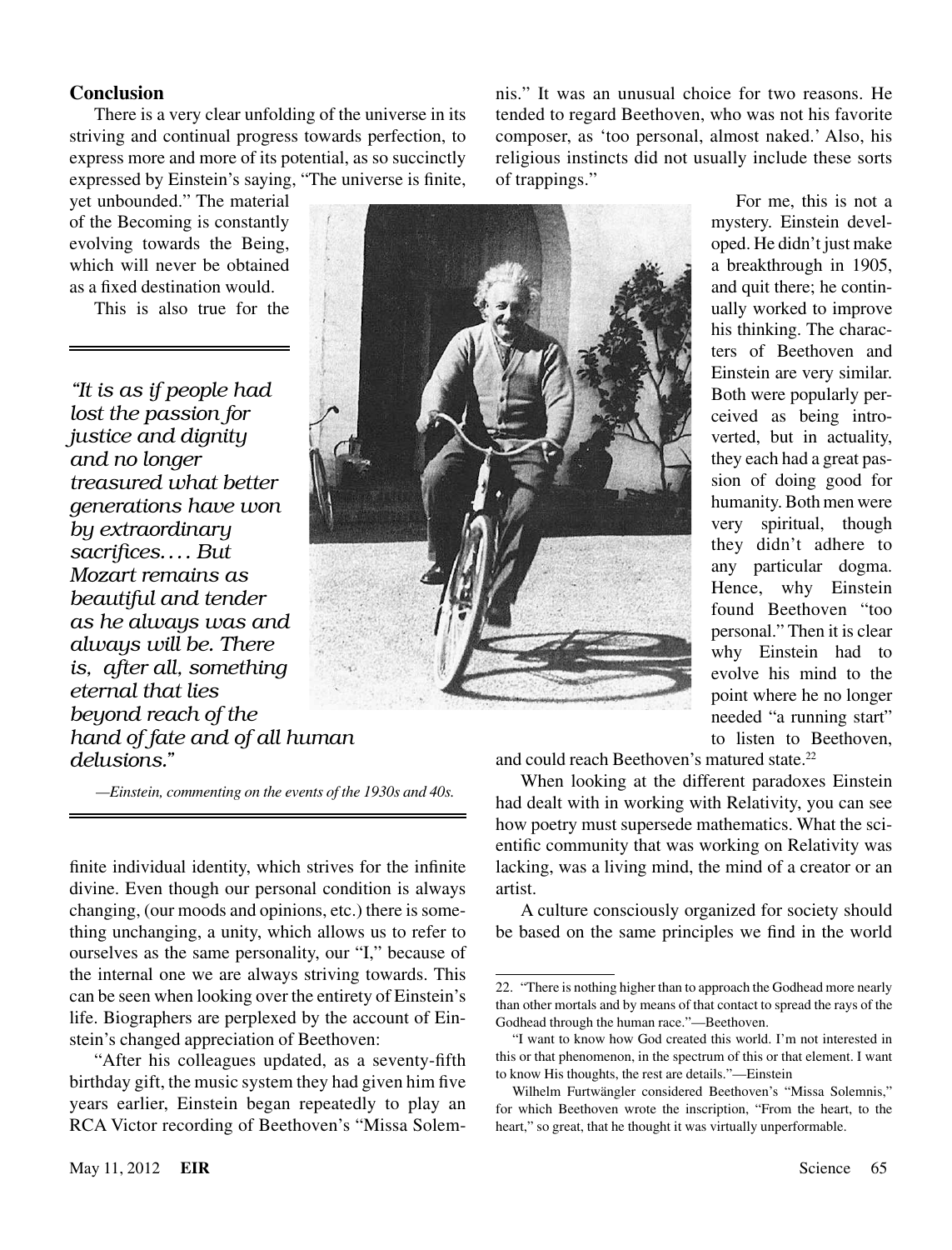## Conclusion

There is a very clear unfolding of the universe in its striving and continual progress towards perfection, to express more and more of its potential, as so succinctly expressed by Einstein's saying, "The universe is finite, yet unbounded." The material of the Becoming is constantly evolving towards the Being, which will never be obtained as a fixed destination would.

This is also true for the finite individual identity, which strives for the infinite divine. Even though our personal condition is always changing, (our moods and opinions, etc.) there is something unchanging, a unity, which allows us to refer to ourselves as the same personality, our "I," because of the internal one we are always striving towards. This can be seen when looking over the entirety of Einstein's life. Biographers are perplexed by the account of Einstein's changed appreciation of Beethoven:

"After his colleagues updated, as a seventy-fifth birthday gift, the music system they had given him five years earlier, Einstein began repeatedly to play an RCA Victor recording of Beethoven's "Missa Solemnis." It was an unusual choice for two reasons. He tended to regard Beethoven, who was not his favorite composer, as 'too personal, almost naked.' Also, his religious instincts did not usually include these sorts of trappings."

> *"It is as if people had lost the passion for justice and dignity and no longer treasured what better generations have won by extraordinary sacrifices.... But Mozart remains as beautiful and tender as he always was and always will be. There is, after all, something eternal that lies beyond reach of the hand of fate and of all human delusions."*
>
> *—Einstein, commenting on the events of the 1930s and 40s.*

For me, this is not a mystery. Einstein developed. He didn't just make a breakthrough in 1905, and quit there; he continually worked to improve his thinking. The characters of Beethoven and Einstein are very similar. Both were popularly perceived as being introverted, but in actuality, they each had a great passion of doing good for humanity. Both men were very spiritual, though they didn't adhere to any particular dogma. Hence, why Einstein found Beethoven "too personal." Then it is clear why Einstein had to evolve his mind to the point where he no longer needed "a running start" to listen to Beethoven, and could reach Beethoven's matured state.[22]

When looking at the different paradoxes Einstein had dealt with in working with Relativity, you can see how poetry must supersede mathematics. What the scientific community that was working on Relativity was lacking, was a living mind, the mind of a creator or an artist.

A culture consciously organized for society should be based on the same principles we find in the world

---

22. "There is nothing higher than to approach the Godhead more nearly than other mortals and by means of that contact to spread the rays of the Godhead through the human race."—Beethoven.

"I want to know how God created this world. I'm not interested in this or that phenomenon, in the spectrum of this or that element. I want to know His thoughts, the rest are details."—Einstein

Wilhelm Furtwängler considered Beethoven's "Missa Solemnis," for which Beethoven wrote the inscription, "From the heart, to the heart," so great, that he thought it was virtually unperformable.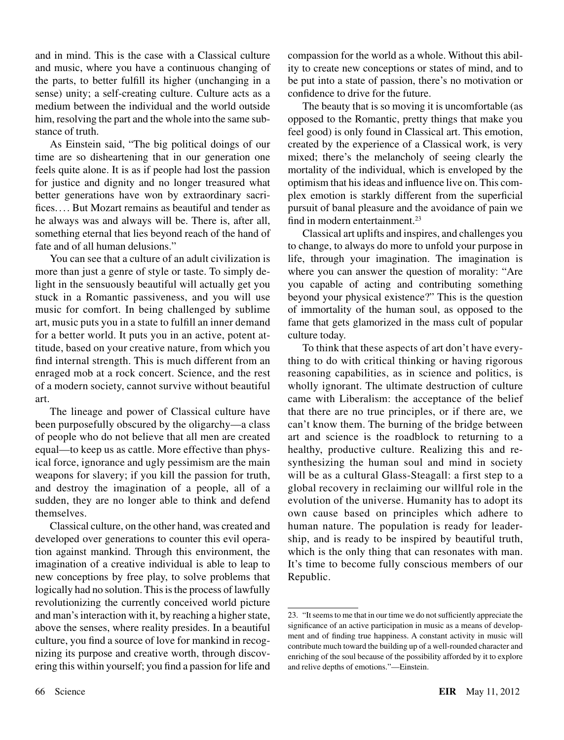and in mind. This is the case with a Classical culture and music, where you have a continuous changing of the parts, to better fulfill its higher (unchanging in a sense) unity; a self-creating culture. Culture acts as a medium between the individual and the world outside him, resolving the part and the whole into the same substance of truth.

As Einstein said, "The big political doings of our time are so disheartening that in our generation one feels quite alone. It is as if people had lost the passion for justice and dignity and no longer treasured what better generations have won by extraordinary sacrifices.... But Mozart remains as beautiful and tender as he always was and always will be. There is, after all, something eternal that lies beyond reach of the hand of fate and of all human delusions."

You can see that a culture of an adult civilization is more than just a genre of style or taste. To simply delight in the sensuously beautiful will actually get you stuck in a Romantic passiveness, and you will use music for comfort. In being challenged by sublime art, music puts you in a state to fulfill an inner demand for a better world. It puts you in an active, potent attitude, based on your creative nature, from which you find internal strength. This is much different from an enraged mob at a rock concert. Science, and the rest of a modern society, cannot survive without beautiful art.

The lineage and power of Classical culture have been purposefully obscured by the oligarchy—a class of people who do not believe that all men are created equal—to keep us as cattle. More effective than physical force, ignorance and ugly pessimism are the main weapons for slavery; if you kill the passion for truth, and destroy the imagination of a people, all of a sudden, they are no longer able to think and defend themselves.

Classical culture, on the other hand, was created and developed over generations to counter this evil operation against mankind. Through this environment, the imagination of a creative individual is able to leap to new conceptions by free play, to solve problems that logically had no solution. This is the process of lawfully revolutionizing the currently conceived world picture and man's interaction with it, by reaching a higher state, above the senses, where reality presides. In a beautiful culture, you find a source of love for mankind in recognizing its purpose and creative worth, through discovering this within yourself; you find a passion for life and compassion for the world as a whole. Without this ability to create new conceptions or states of mind, and to be put into a state of passion, there's no motivation or confidence to drive for the future.

The beauty that is so moving it is uncomfortable (as opposed to the Romantic, pretty things that make you feel good) is only found in Classical art. This emotion, created by the experience of a Classical work, is very mixed; there's the melancholy of seeing clearly the mortality of the individual, which is enveloped by the optimism that his ideas and influence live on. This complex emotion is starkly different from the superficial pursuit of banal pleasure and the avoidance of pain we find in modern entertainment.[23]

Classical art uplifts and inspires, and challenges you to change, to always do more to unfold your purpose in life, through your imagination. The imagination is where you can answer the question of morality: "Are you capable of acting and contributing something beyond your physical existence?" This is the question of immortality of the human soul, as opposed to the fame that gets glamorized in the mass cult of popular culture today.

To think that these aspects of art don't have everything to do with critical thinking or having rigorous reasoning capabilities, as in science and politics, is wholly ignorant. The ultimate destruction of culture came with Liberalism: the acceptance of the belief that there are no true principles, or if there are, we can't know them. The burning of the bridge between art and science is the roadblock to returning to a healthy, productive culture. Realizing this and resynthesizing the human soul and mind in society will be as a cultural Glass-Steagall: a first step to a global recovery in reclaiming our willful role in the evolution of the universe. Humanity has to adopt its own cause based on principles which adhere to human nature. The population is ready for leadership, and is ready to be inspired by beautiful truth, which is the only thing that can resonates with man. It's time to become fully conscious members of our Republic.

---

23. "It seems to me that in our time we do not sufficiently appreciate the significance of an active participation in music as a means of development and of finding true happiness. A constant activity in music will contribute much toward the building up of a well-rounded character and enriching of the soul because of the possibility afforded by it to explore and relive depths of emotions."—Einstein.